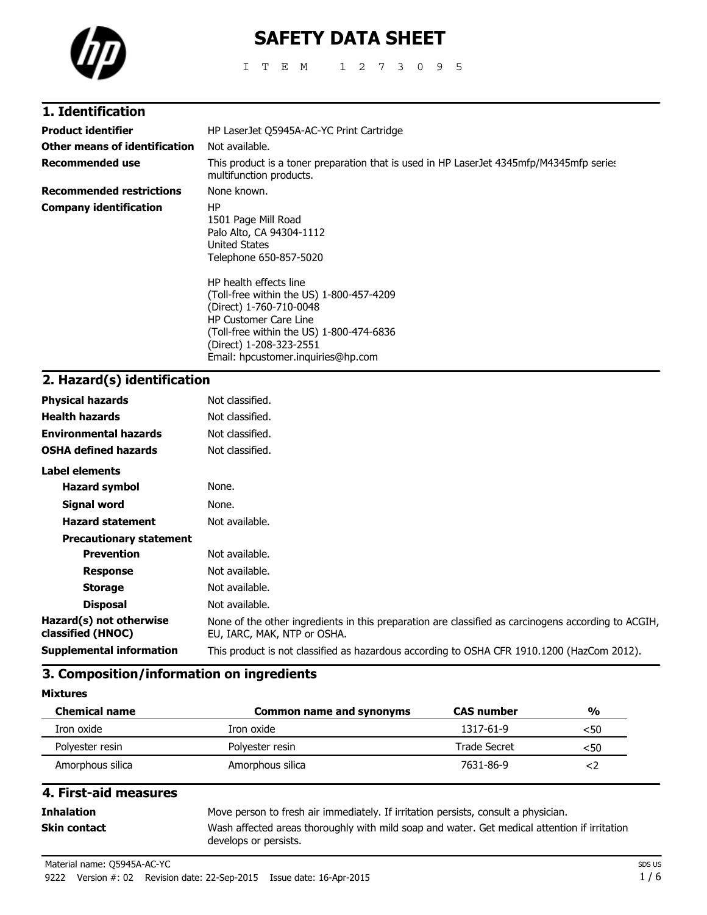# SAFETY DATA SHEET

I T E M  1 2 7 3 0 9 5

## 1. Identification

**Product identifier** HP LaserJet Q5945A-AC-YC Print Cartridge

**Other means of identification** Not available.

**Recommended use** This product is a toner preparation that is used in HP LaserJet 4345mfp/M4345mfp series multifunction products.

**Recommended restrictions** None known.

**Company identification**
HP
1501 Page Mill Road
Palo Alto, CA 94304-1112
United States
Telephone 650-857-5020

HP health effects line
(Toll-free within the US) 1-800-457-4209
(Direct) 1-760-710-0048
HP Customer Care Line
(Toll-free within the US) 1-800-474-6836
(Direct) 1-208-323-2551
Email: hpcustomer.inquiries@hp.com

## 2. Hazard(s) identification

**Physical hazards** Not classified.

**Health hazards** Not classified.

**Environmental hazards** Not classified.

**OSHA defined hazards** Not classified.

**Label elements**

- **Hazard symbol** None.
- **Signal word** None.
- **Hazard statement** Not available.
- **Precautionary statement**
  - **Prevention** Not available.
  - **Response** Not available.
  - **Storage** Not available.
  - **Disposal** Not available.

**Hazard(s) not otherwise classified (HNOC)** None of the other ingredients in this preparation are classified as carcinogens according to ACGIH, EU, IARC, MAK, NTP or OSHA.

**Supplemental information** This product is not classified as hazardous according to OSHA CFR 1910.1200 (HazCom 2012).

## 3. Composition/information on ingredients

**Mixtures**

| Chemical name | Common name and synonyms | CAS number | % |
|---|---|---|---|
| Iron oxide | Iron oxide | 1317-61-9 | <50 |
| Polyester resin | Polyester resin | Trade Secret | <50 |
| Amorphous silica | Amorphous silica | 7631-86-9 | <2 |

## 4. First-aid measures

**Inhalation** Move person to fresh air immediately. If irritation persists, consult a physician.

**Skin contact** Wash affected areas thoroughly with mild soap and water. Get medical attention if irritation develops or persists.

Material name: Q5945A-AC-YC

9222 Version #: 02 Revision date: 22-Sep-2015 Issue date: 16-Apr-2015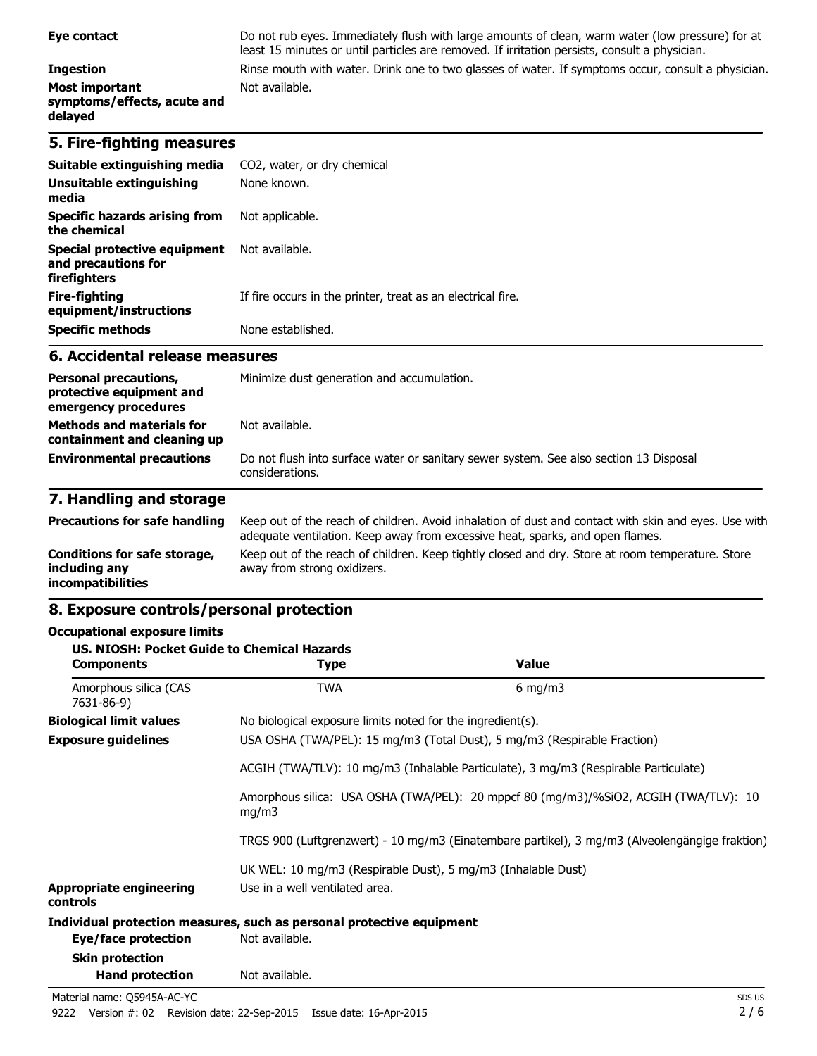| | |
|---|---|
| **Eye contact** | Do not rub eyes. Immediately flush with large amounts of clean, warm water (low pressure) for at least 15 minutes or until particles are removed. If irritation persists, consult a physician. |
| **Ingestion** | Rinse mouth with water. Drink one to two glasses of water. If symptoms occur, consult a physician. |
| **Most important symptoms/effects, acute and delayed** | Not available. |

## 5. Fire-fighting measures

| | |
|---|---|
| **Suitable extinguishing media** | $CO_2$, water, or dry chemical |
| **Unsuitable extinguishing media** | None known. |
| **Specific hazards arising from the chemical** | Not applicable. |
| **Special protective equipment and precautions for firefighters** | Not available. |
| **Fire-fighting equipment/instructions** | If fire occurs in the printer, treat as an electrical fire. |
| **Specific methods** | None established. |

## 6. Accidental release measures

| | |
|---|---|
| **Personal precautions, protective equipment and emergency procedures** | Minimize dust generation and accumulation. |
| **Methods and materials for containment and cleaning up** | Not available. |
| **Environmental precautions** | Do not flush into surface water or sanitary sewer system. See also section 13 Disposal considerations. |

## 7. Handling and storage

| | |
|---|---|
| **Precautions for safe handling** | Keep out of the reach of children. Avoid inhalation of dust and contact with skin and eyes. Use with adequate ventilation. Keep away from excessive heat, sparks, and open flames. |
| **Conditions for safe storage, including any incompatibilities** | Keep out of the reach of children. Keep tightly closed and dry. Store at room temperature. Store away from strong oxidizers. |

## 8. Exposure controls/personal protection

**Occupational exposure limits**

**US. NIOSH: Pocket Guide to Chemical Hazards**

| Components | Type | Value |
|---|---|---|
| Amorphous silica (CAS 7631-86-9) | TWA | 6 mg/m3 |

**Biological limit values** No biological exposure limits noted for the ingredient(s).

**Exposure guidelines** USA OSHA (TWA/PEL): 15 mg/m3 (Total Dust), 5 mg/m3 (Respirable Fraction)

ACGIH (TWA/TLV): 10 mg/m3 (Inhalable Particulate), 3 mg/m3 (Respirable Particulate)

Amorphous silica: USA OSHA (TWA/PEL): 20 mppcf 80 (mg/m3)/%SiO2, ACGIH (TWA/TLV): 10 mg/m3

TRGS 900 (Luftgrenzwert) - 10 mg/m3 (Einatembare partikel), 3 mg/m3 (Alveolengängige fraktion)

UK WEL: 10 mg/m3 (Respirable Dust), 5 mg/m3 (Inhalable Dust)

**Appropriate engineering controls** Use in a well ventilated area.

**Individual protection measures, such as personal protective equipment**

**Eye/face protection** Not available.

**Skin protection**

**Hand protection** Not available.

Material name: Q5945A-AC-YC

9222 Version #: 02 Revision date: 22-Sep-2015 Issue date: 16-Apr-2015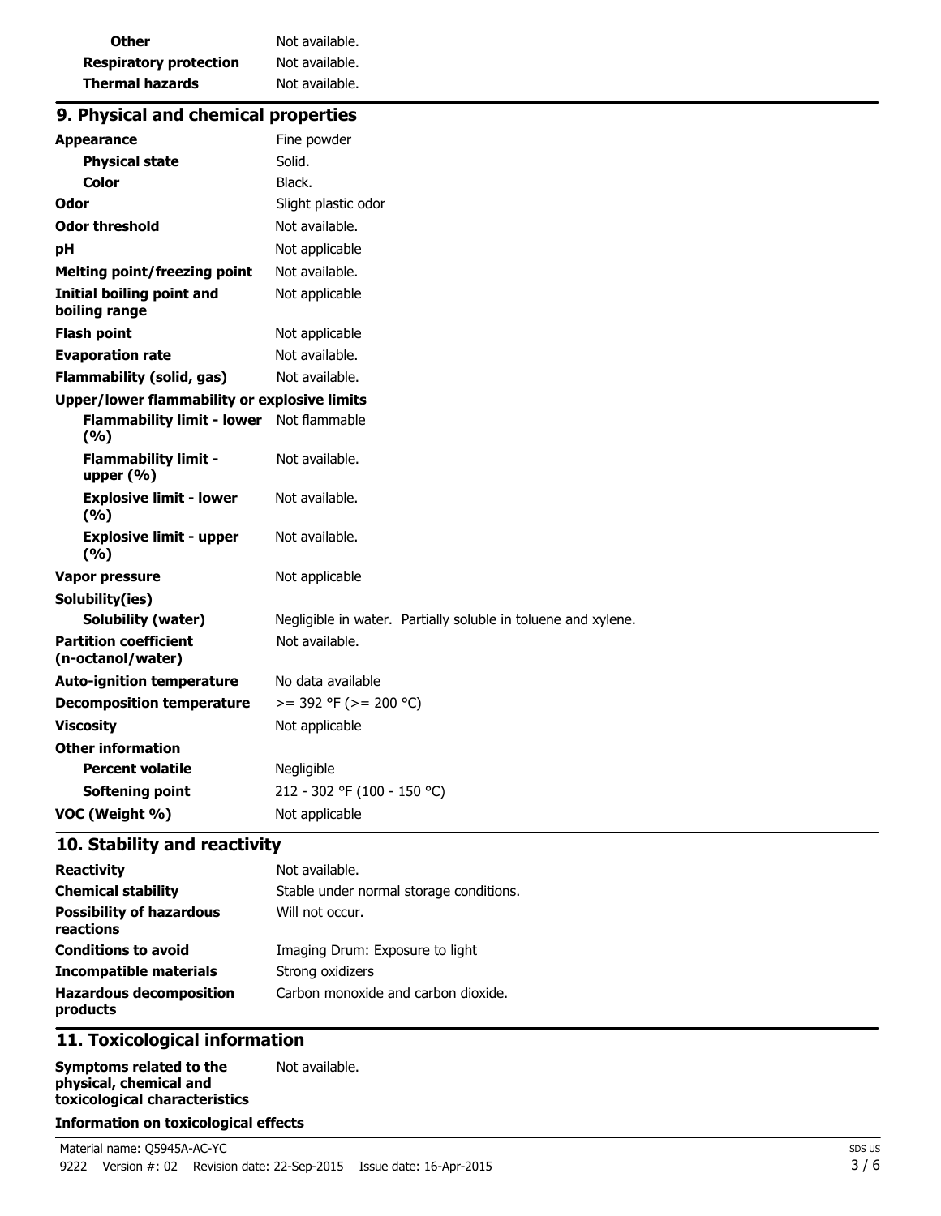| | |
|---|---|
| **Other** | Not available. |
| **Respiratory protection** | Not available. |
| **Thermal hazards** | Not available. |

## 9. Physical and chemical properties

| | |
|---|---|
| **Appearance** | Fine powder |
| **Physical state** | Solid. |
| **Color** | Black. |
| **Odor** | Slight plastic odor |
| **Odor threshold** | Not available. |
| **pH** | Not applicable |
| **Melting point/freezing point** | Not available. |
| **Initial boiling point and boiling range** | Not applicable |
| **Flash point** | Not applicable |
| **Evaporation rate** | Not available. |
| **Flammability (solid, gas)** | Not available. |
| **Upper/lower flammability or explosive limits** | |
| **Flammability limit - lower (%)** | Not flammable |
| **Flammability limit - upper (%)** | Not available. |
| **Explosive limit - lower (%)** | Not available. |
| **Explosive limit - upper (%)** | Not available. |
| **Vapor pressure** | Not applicable |
| **Solubility(ies)** | |
| **Solubility (water)** | Negligible in water. Partially soluble in toluene and xylene. |
| **Partition coefficient (n-octanol/water)** | Not available. |
| **Auto-ignition temperature** | No data available |
| **Decomposition temperature** | >= 392 °F (>= 200 °C) |
| **Viscosity** | Not applicable |
| **Other information** | |
| **Percent volatile** | Negligible |
| **Softening point** | 212 - 302 °F (100 - 150 °C) |
| **VOC (Weight %)** | Not applicable |

## 10. Stability and reactivity

| | |
|---|---|
| **Reactivity** | Not available. |
| **Chemical stability** | Stable under normal storage conditions. |
| **Possibility of hazardous reactions** | Will not occur. |
| **Conditions to avoid** | Imaging Drum: Exposure to light |
| **Incompatible materials** | Strong oxidizers |
| **Hazardous decomposition products** | Carbon monoxide and carbon dioxide. |

## 11. Toxicological information

| | |
|---|---|
| **Symptoms related to the physical, chemical and toxicological characteristics** | Not available. |

**Information on toxicological effects**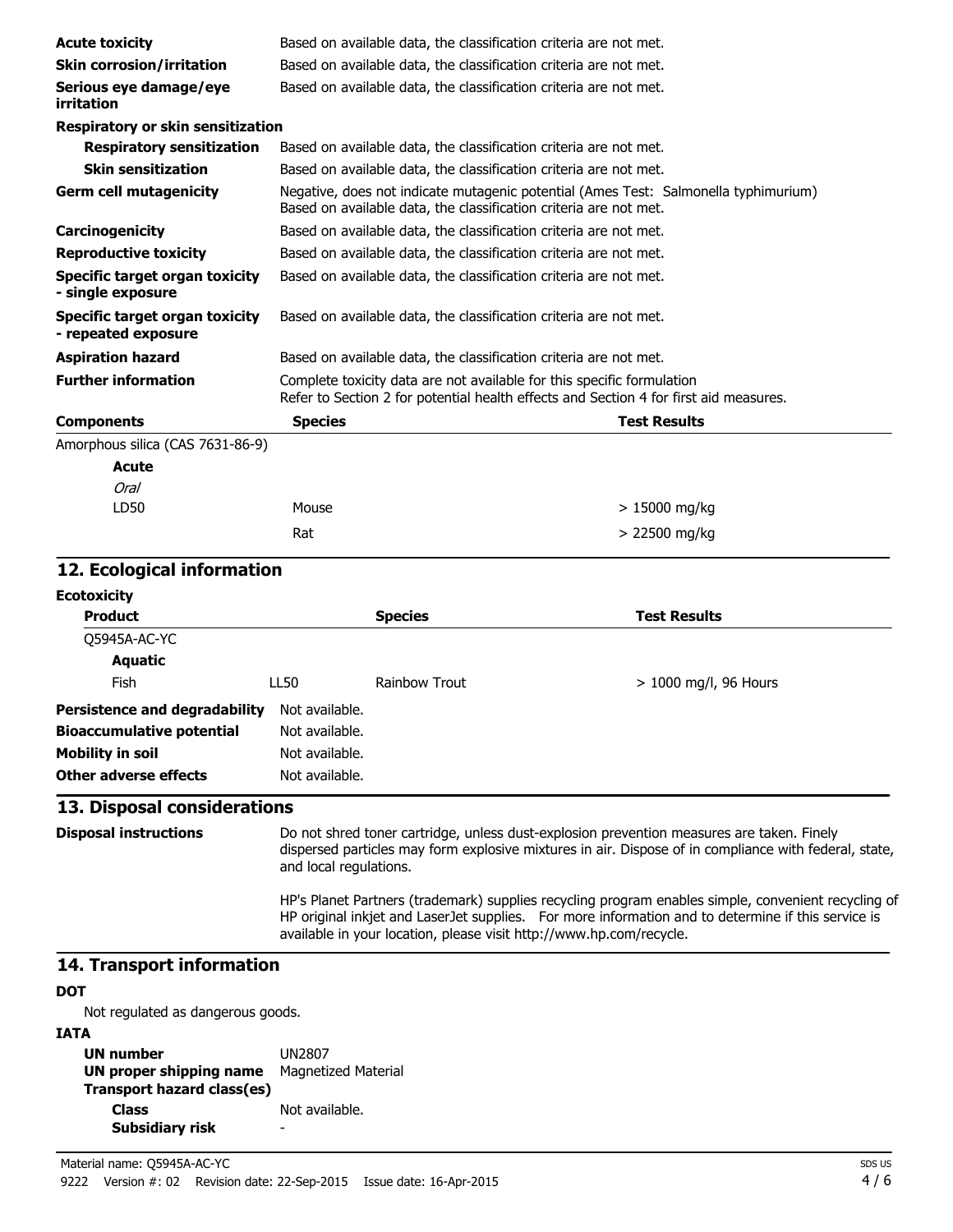| | |
|---|---|
| **Acute toxicity** | Based on available data, the classification criteria are not met. |
| **Skin corrosion/irritation** | Based on available data, the classification criteria are not met. |
| **Serious eye damage/eye irritation** | Based on available data, the classification criteria are not met. |

**Respiratory or skin sensitization**

| | |
|---|---|
| **Respiratory sensitization** | Based on available data, the classification criteria are not met. |
| **Skin sensitization** | Based on available data, the classification criteria are not met. |
| **Germ cell mutagenicity** | Negative, does not indicate mutagenic potential (Ames Test: Salmonella typhimurium) Based on available data, the classification criteria are not met. |
| **Carcinogenicity** | Based on available data, the classification criteria are not met. |
| **Reproductive toxicity** | Based on available data, the classification criteria are not met. |
| **Specific target organ toxicity - single exposure** | Based on available data, the classification criteria are not met. |
| **Specific target organ toxicity - repeated exposure** | Based on available data, the classification criteria are not met. |
| **Aspiration hazard** | Based on available data, the classification criteria are not met. |
| **Further information** | Complete toxicity data are not available for this specific formulation Refer to Section 2 for potential health effects and Section 4 for first aid measures. |

| **Components** | **Species** | **Test Results** |
|---|---|---|
| Amorphous silica (CAS 7631-86-9) | | |
| **Acute** | | |
| *Oral* | | |
| LD50 | Mouse | > 15000 mg/kg |
| | Rat | > 22500 mg/kg |

## 12. Ecological information

**Ecotoxicity**

| **Product** | | **Species** | **Test Results** |
|---|---|---|---|
| Q5945A-AC-YC | | | |
| **Aquatic** | | | |
| Fish | LL50 | Rainbow Trout | > 1000 mg/l, 96 Hours |

| | |
|---|---|
| **Persistence and degradability** | Not available. |
| **Bioaccumulative potential** | Not available. |
| **Mobility in soil** | Not available. |
| **Other adverse effects** | Not available. |

## 13. Disposal considerations

**Disposal instructions**

Do not shred toner cartridge, unless dust-explosion prevention measures are taken. Finely dispersed particles may form explosive mixtures in air. Dispose of in compliance with federal, state, and local regulations.

HP's Planet Partners (trademark) supplies recycling program enables simple, convenient recycling of HP original inkjet and LaserJet supplies. For more information and to determine if this service is available in your location, please visit http://www.hp.com/recycle.

## 14. Transport information

**DOT**

Not regulated as dangerous goods.

**IATA**

| | |
|---|---|
| **UN number** | UN2807 |
| **UN proper shipping name** | Magnetized Material |
| **Transport hazard class(es)** | |
| **Class** | Not available. |
| **Subsidiary risk** | - |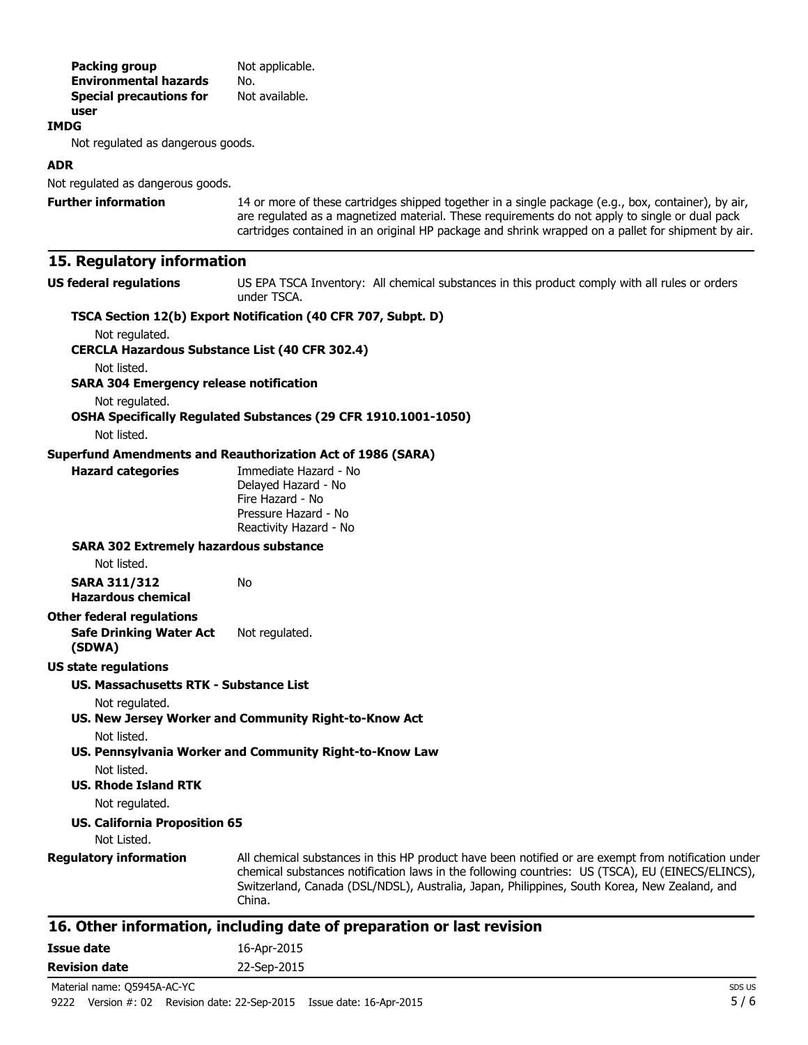**Packing group** Not applicable.
**Environmental hazards** No.
**Special precautions for user** Not available.

**IMDG**

Not regulated as dangerous goods.

**ADR**

Not regulated as dangerous goods.

**Further information** 14 or more of these cartridges shipped together in a single package (e.g., box, container), by air, are regulated as a magnetized material. These requirements do not apply to single or dual pack cartridges contained in an original HP package and shrink wrapped on a pallet for shipment by air.

## 15. Regulatory information

**US federal regulations** US EPA TSCA Inventory: All chemical substances in this product comply with all rules or orders under TSCA.

**TSCA Section 12(b) Export Notification (40 CFR 707, Subpt. D)**

Not regulated.

**CERCLA Hazardous Substance List (40 CFR 302.4)**

Not listed.

**SARA 304 Emergency release notification**

Not regulated.

**OSHA Specifically Regulated Substances (29 CFR 1910.1001-1050)**

Not listed.

**Superfund Amendments and Reauthorization Act of 1986 (SARA)**

**Hazard categories**
Immediate Hazard - No
Delayed Hazard - No
Fire Hazard - No
Pressure Hazard - No
Reactivity Hazard - No

**SARA 302 Extremely hazardous substance**

Not listed.

**SARA 311/312 Hazardous chemical** No

**Other federal regulations**

**Safe Drinking Water Act (SDWA)** Not regulated.

**US state regulations**

**US. Massachusetts RTK - Substance List**

Not regulated.

**US. New Jersey Worker and Community Right-to-Know Act**

Not listed.

**US. Pennsylvania Worker and Community Right-to-Know Law**

Not listed.

**US. Rhode Island RTK**

Not regulated.

**US. California Proposition 65**

Not Listed.

**Regulatory information** All chemical substances in this HP product have been notified or are exempt from notification under chemical substances notification laws in the following countries: US (TSCA), EU (EINECS/ELINCS), Switzerland, Canada (DSL/NDSL), Australia, Japan, Philippines, South Korea, New Zealand, and China.

## 16. Other information, including date of preparation or last revision

**Issue date** 16-Apr-2015

**Revision date** 22-Sep-2015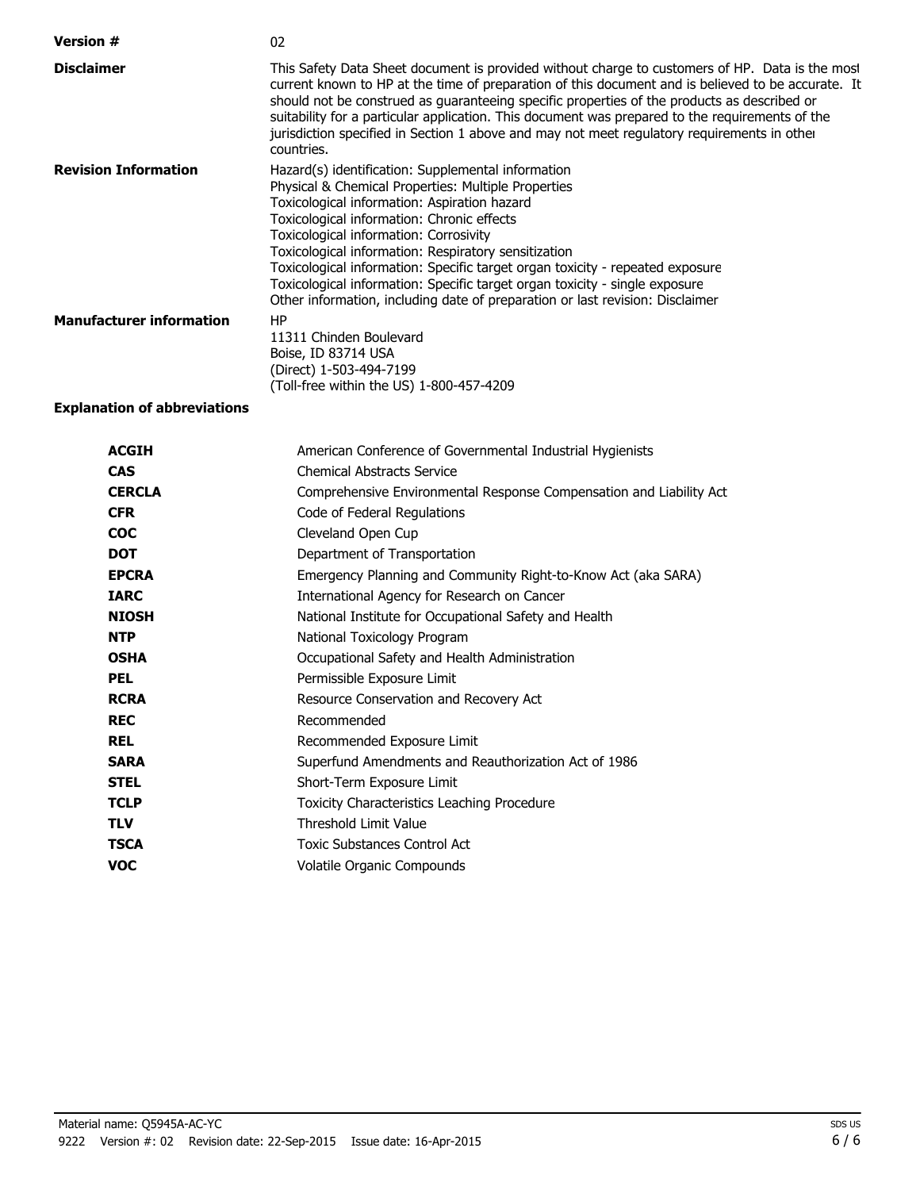**Version #** 02

**Disclaimer** This Safety Data Sheet document is provided without charge to customers of HP. Data is the most current known to HP at the time of preparation of this document and is believed to be accurate. It should not be construed as guaranteeing specific properties of the products as described or suitability for a particular application. This document was prepared to the requirements of the jurisdiction specified in Section 1 above and may not meet regulatory requirements in other countries.

**Revision Information**
Hazard(s) identification: Supplemental information
Physical & Chemical Properties: Multiple Properties
Toxicological information: Aspiration hazard
Toxicological information: Chronic effects
Toxicological information: Corrosivity
Toxicological information: Respiratory sensitization
Toxicological information: Specific target organ toxicity - repeated exposure
Toxicological information: Specific target organ toxicity - single exposure
Other information, including date of preparation or last revision: Disclaimer

**Manufacturer information**
HP
11311 Chinden Boulevard
Boise, ID 83714 USA
(Direct) 1-503-494-7199
(Toll-free within the US) 1-800-457-4209

**Explanation of abbreviations**

| | |
|---|---|
| **ACGIH** | American Conference of Governmental Industrial Hygienists |
| **CAS** | Chemical Abstracts Service |
| **CERCLA** | Comprehensive Environmental Response Compensation and Liability Act |
| **CFR** | Code of Federal Regulations |
| **COC** | Cleveland Open Cup |
| **DOT** | Department of Transportation |
| **EPCRA** | Emergency Planning and Community Right-to-Know Act (aka SARA) |
| **IARC** | International Agency for Research on Cancer |
| **NIOSH** | National Institute for Occupational Safety and Health |
| **NTP** | National Toxicology Program |
| **OSHA** | Occupational Safety and Health Administration |
| **PEL** | Permissible Exposure Limit |
| **RCRA** | Resource Conservation and Recovery Act |
| **REC** | Recommended |
| **REL** | Recommended Exposure Limit |
| **SARA** | Superfund Amendments and Reauthorization Act of 1986 |
| **STEL** | Short-Term Exposure Limit |
| **TCLP** | Toxicity Characteristics Leaching Procedure |
| **TLV** | Threshold Limit Value |
| **TSCA** | Toxic Substances Control Act |
| **VOC** | Volatile Organic Compounds |